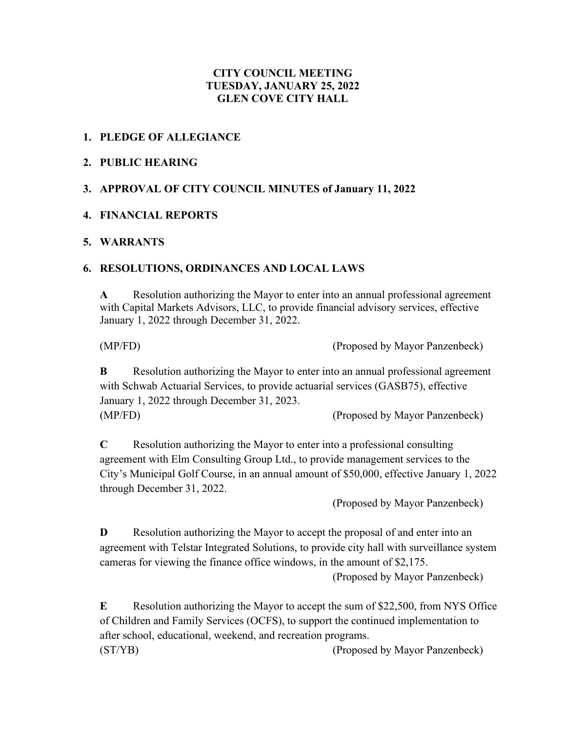# CITY COUNCIL MEETING
# TUESDAY, JANUARY 25, 2022
# GLEN COVE CITY HALL

1. **PLEDGE OF ALLEGIANCE**

2. **PUBLIC HEARING**

3. **APPROVAL OF CITY COUNCIL MINUTES of January 11, 2022**

4. **FINANCIAL REPORTS**

5. **WARRANTS**

6. **RESOLUTIONS, ORDINANCES AND LOCAL LAWS**

**A** Resolution authorizing the Mayor to enter into an annual professional agreement with Capital Markets Advisors, LLC, to provide financial advisory services, effective January 1, 2022 through December 31, 2022.

(MP/FD) (Proposed by Mayor Panzenbeck)

**B** Resolution authorizing the Mayor to enter into an annual professional agreement with Schwab Actuarial Services, to provide actuarial services (GASB75), effective January 1, 2022 through December 31, 2023.

(MP/FD) (Proposed by Mayor Panzenbeck)

**C** Resolution authorizing the Mayor to enter into a professional consulting agreement with Elm Consulting Group Ltd., to provide management services to the City's Municipal Golf Course, in an annual amount of $50,000, effective January 1, 2022 through December 31, 2022.

(Proposed by Mayor Panzenbeck)

**D** Resolution authorizing the Mayor to accept the proposal of and enter into an agreement with Telstar Integrated Solutions, to provide city hall with surveillance system cameras for viewing the finance office windows, in the amount of $2,175.

(Proposed by Mayor Panzenbeck)

**E** Resolution authorizing the Mayor to accept the sum of $22,500, from NYS Office of Children and Family Services (OCFS), to support the continued implementation to after school, educational, weekend, and recreation programs.

(ST/YB) (Proposed by Mayor Panzenbeck)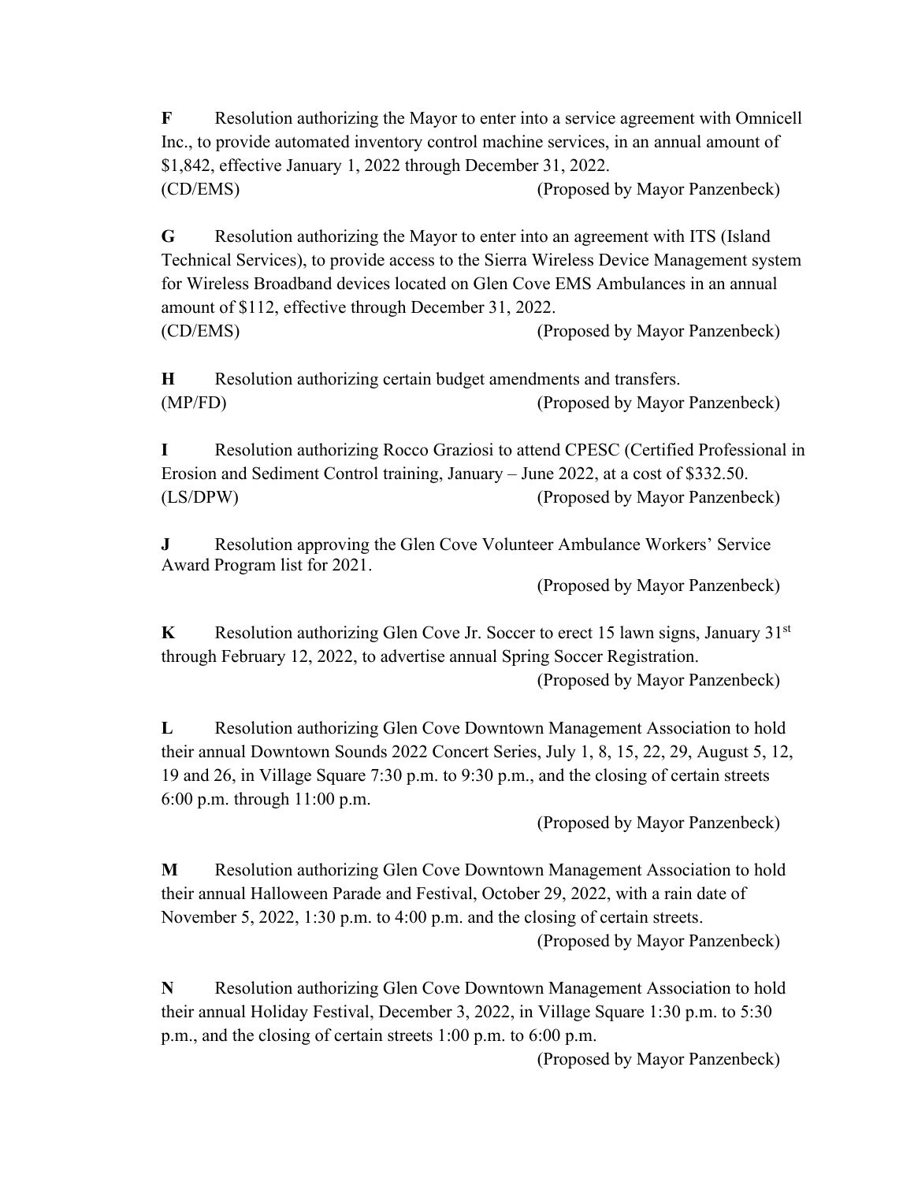**F** Resolution authorizing the Mayor to enter into a service agreement with Omnicell Inc., to provide automated inventory control machine services, in an annual amount of $1,842, effective January 1, 2022 through December 31, 2022.
(CD/EMS) (Proposed by Mayor Panzenbeck)

**G** Resolution authorizing the Mayor to enter into an agreement with ITS (Island Technical Services), to provide access to the Sierra Wireless Device Management system for Wireless Broadband devices located on Glen Cove EMS Ambulances in an annual amount of $112, effective through December 31, 2022.
(CD/EMS) (Proposed by Mayor Panzenbeck)

**H** Resolution authorizing certain budget amendments and transfers.
(MP/FD) (Proposed by Mayor Panzenbeck)

**I** Resolution authorizing Rocco Graziosi to attend CPESC (Certified Professional in Erosion and Sediment Control training, January – June 2022, at a cost of $332.50.
(LS/DPW) (Proposed by Mayor Panzenbeck)

**J** Resolution approving the Glen Cove Volunteer Ambulance Workers' Service Award Program list for 2021.
(Proposed by Mayor Panzenbeck)

**K** Resolution authorizing Glen Cove Jr. Soccer to erect 15 lawn signs, January 31st through February 12, 2022, to advertise annual Spring Soccer Registration.
(Proposed by Mayor Panzenbeck)

**L** Resolution authorizing Glen Cove Downtown Management Association to hold their annual Downtown Sounds 2022 Concert Series, July 1, 8, 15, 22, 29, August 5, 12, 19 and 26, in Village Square 7:30 p.m. to 9:30 p.m., and the closing of certain streets 6:00 p.m. through 11:00 p.m.
(Proposed by Mayor Panzenbeck)

**M** Resolution authorizing Glen Cove Downtown Management Association to hold their annual Halloween Parade and Festival, October 29, 2022, with a rain date of November 5, 2022, 1:30 p.m. to 4:00 p.m. and the closing of certain streets.
(Proposed by Mayor Panzenbeck)

**N** Resolution authorizing Glen Cove Downtown Management Association to hold their annual Holiday Festival, December 3, 2022, in Village Square 1:30 p.m. to 5:30 p.m., and the closing of certain streets 1:00 p.m. to 6:00 p.m.
(Proposed by Mayor Panzenbeck)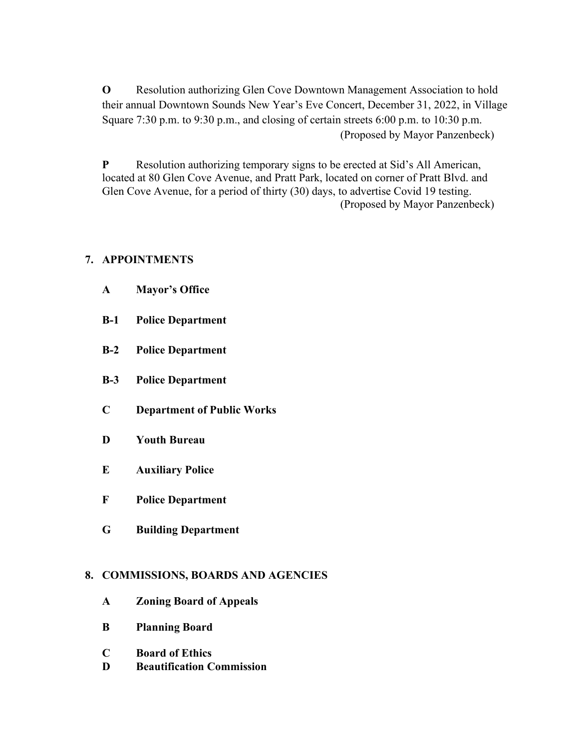**O** Resolution authorizing Glen Cove Downtown Management Association to hold their annual Downtown Sounds New Year's Eve Concert, December 31, 2022, in Village Square 7:30 p.m. to 9:30 p.m., and closing of certain streets 6:00 p.m. to 10:30 p.m.
(Proposed by Mayor Panzenbeck)

**P** Resolution authorizing temporary signs to be erected at Sid's All American, located at 80 Glen Cove Avenue, and Pratt Park, located on corner of Pratt Blvd. and Glen Cove Avenue, for a period of thirty (30) days, to advertise Covid 19 testing.
(Proposed by Mayor Panzenbeck)

## 7. APPOINTMENTS

**A Mayor's Office**

**B-1 Police Department**

**B-2 Police Department**

**B-3 Police Department**

**C Department of Public Works**

**D Youth Bureau**

**E Auxiliary Police**

**F Police Department**

**G Building Department**

## 8. COMMISSIONS, BOARDS AND AGENCIES

**A Zoning Board of Appeals**

**B Planning Board**

**C Board of Ethics**

**D Beautification Commission**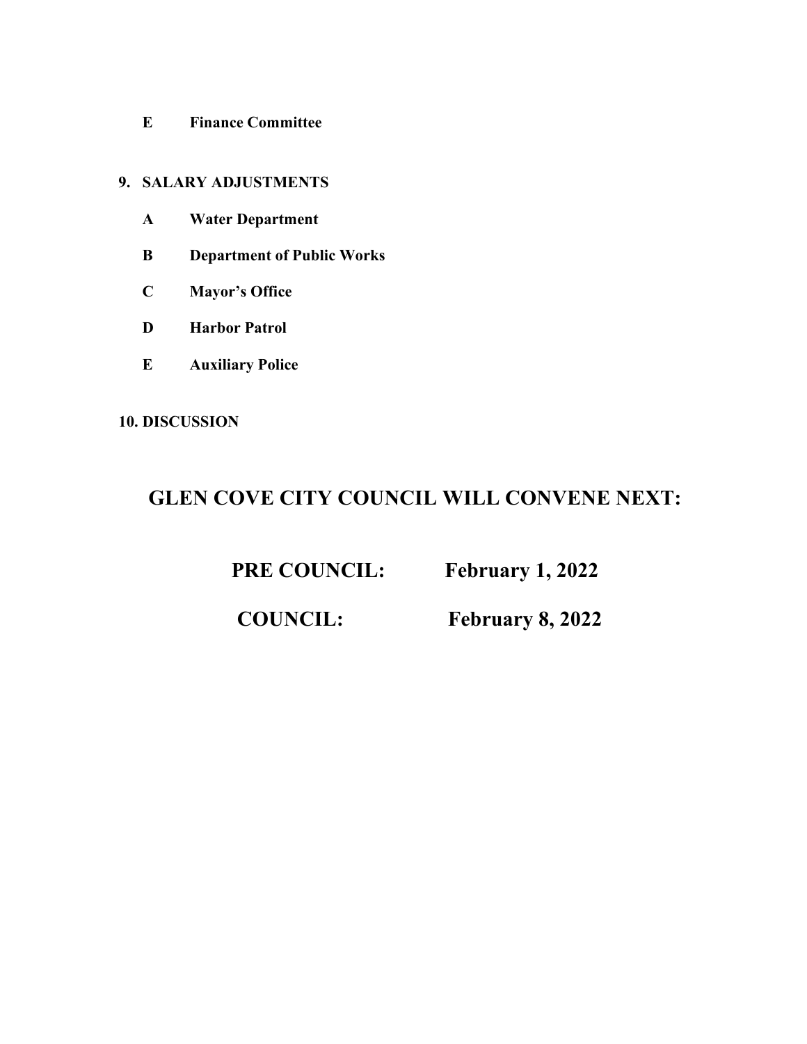**E Finance Committee**

**9. SALARY ADJUSTMENTS**

**A Water Department**

**B Department of Public Works**

**C Mayor's Office**

**D Harbor Patrol**

**E Auxiliary Police**

**10. DISCUSSION**

## GLEN COVE CITY COUNCIL WILL CONVENE NEXT:

**PRE COUNCIL: February 1, 2022**

**COUNCIL: February 8, 2022**